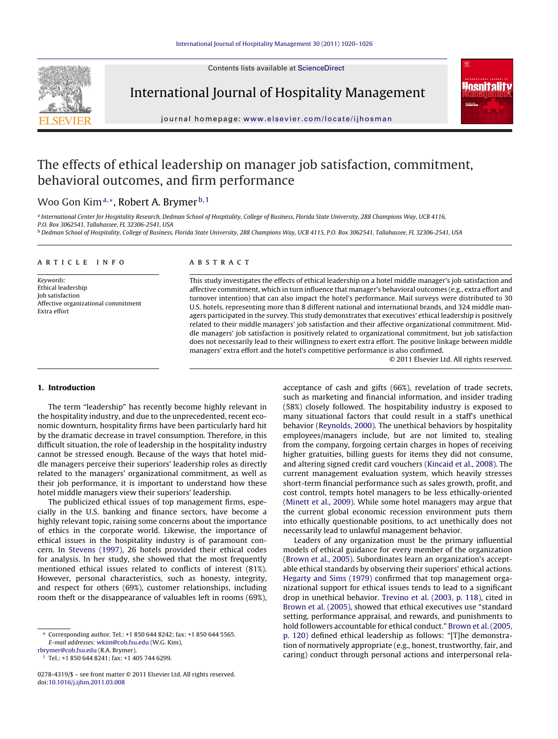# The effects of ethical leadership on manager job satisfaction, commitment, behavioral outcomes, and firm performance

Woo Gon Kim[a,*], Robert A. Brymer[b,1]

[a] International Center for Hospitality Research, Dedman School of Hospitality, College of Business, Florida State University, 288 Champions Way, UCB 4116, P.O. Box 3062541, Tallahassee, FL 32306-2541, USA

[b] Dedman School of Hospitality, College of Business, Florida State University, 288 Champions Way, UCB 4115, P.O. Box 3062541, Tallahassee, FL 32306-2541, USA

## ARTICLE INFO

*Keywords:*
Ethical leadership
Job satisfaction
Affective organizational commitment
Extra effort

## ABSTRACT

This study investigates the effects of ethical leadership on a hotel middle manager's job satisfaction and affective commitment, which in turn influence that manager's behavioral outcomes (e.g., extra effort and turnover intention) that can also impact the hotel's performance. Mail surveys were distributed to 30 U.S. hotels, representing more than 8 different national and international brands, and 324 middle managers participated in the survey. This study demonstrates that executives' ethical leadership is positively related to their middle managers' job satisfaction and their affective organizational commitment. Middle managers' job satisfaction is positively related to organizational commitment, but job satisfaction does not necessarily lead to their willingness to exert extra effort. The positive linkage between middle managers' extra effort and the hotel's competitive performance is also confirmed.

© 2011 Elsevier Ltd. All rights reserved.

## 1. Introduction

The term "leadership" has recently become highly relevant in the hospitality industry, and due to the unprecedented, recent economic downturn, hospitality firms have been particularly hard hit by the dramatic decrease in travel consumption. Therefore, in this difficult situation, the role of leadership in the hospitality industry cannot be stressed enough. Because of the ways that hotel middle managers perceive their superiors' leadership roles as directly related to the managers' organizational commitment, as well as their job performance, it is important to understand how these hotel middle managers view their superiors' leadership.

The publicized ethical issues of top management firms, especially in the U.S. banking and finance sectors, have become a highly relevant topic, raising some concerns about the importance of ethics in the corporate world. Likewise, the importance of ethical issues in the hospitality industry is of paramount concern. In Stevens (1997), 26 hotels provided their ethical codes for analysis. In her study, she showed that the most frequently mentioned ethical issues related to conflicts of interest (81%). However, personal characteristics, such as honesty, integrity, and respect for others (69%), customer relationships, including room theft or the disappearance of valuables left in rooms (69%), acceptance of cash and gifts (66%), revelation of trade secrets, such as marketing and financial information, and insider trading (58%) closely followed. The hospitality industry is exposed to many situational factors that could result in a staff's unethical behavior (Reynolds, 2000). The unethical behaviors by hospitality employees/managers include, but are not limited to, stealing from the company, forgoing certain charges in hopes of receiving higher gratuities, billing guests for items they did not consume, and altering signed credit card vouchers (Kincaid et al., 2008). The current management evaluation system, which heavily stresses short-term financial performance such as sales growth, profit, and cost control, tempts hotel managers to be less ethically-oriented (Minett et al., 2009). While some hotel managers may argue that the current global economic recession environment puts them into ethically questionable positions, to act unethically does not necessarily lead to unlawful management behavior.

Leaders of any organization must be the primary influential models of ethical guidance for every member of the organization (Brown et al., 2005). Subordinates learn an organization's acceptable ethical standards by observing their superiors' ethical actions. Hegarty and Sims (1979) confirmed that top management organizational support for ethical issues tends to lead to a significant drop in unethical behavior. Trevino et al. (2003, p. 118), cited in Brown et al. (2005), showed that ethical executives use "standard setting, performance appraisal, and rewards, and punishments to hold followers accountable for ethical conduct." Brown et al. (2005, p. 120) defined ethical leadership as follows: "[T]he demonstration of normatively appropriate (e.g., honest, trustworthy, fair, and caring) conduct through personal actions and interpersonal rela-

---

* Corresponding author. Tel.: +1 850 644 8242; fax: +1 850 644 5565.
*E-mail addresses:* wkim@cob.fsu.edu (W.G. Kim), rbrymer@cob.fsu.edu (R.A. Brymer).

[1] Tel.: +1 850 644 8241; fax: +1 405 744 6299.

0278-4319/$ – see front matter © 2011 Elsevier Ltd. All rights reserved.
doi:10.1016/j.ijhm.2011.03.008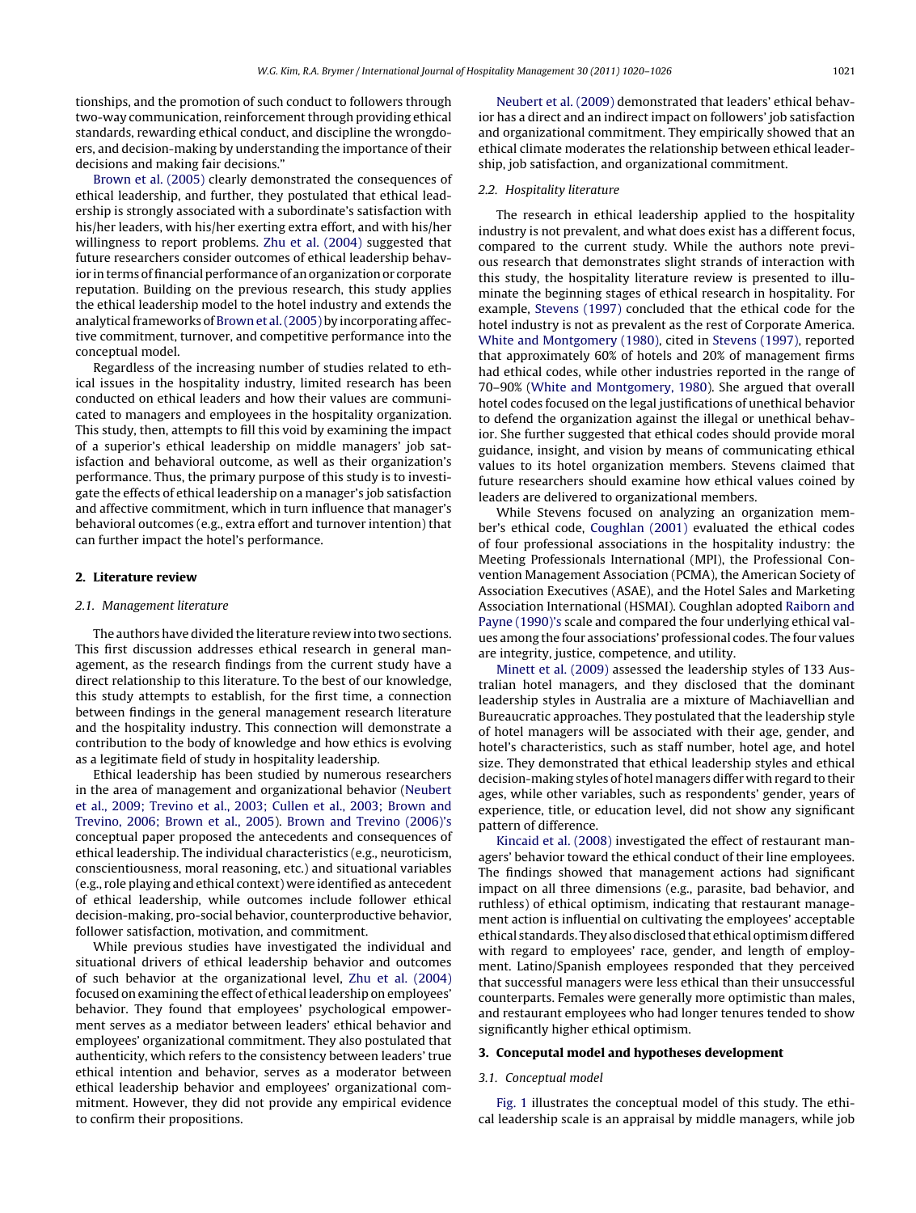tionships, and the promotion of such conduct to followers through two-way communication, reinforcement through providing ethical standards, rewarding ethical conduct, and discipline the wrongdoers, and decision-making by understanding the importance of their decisions and making fair decisions."

Brown et al. (2005) clearly demonstrated the consequences of ethical leadership, and further, they postulated that ethical leadership is strongly associated with a subordinate's satisfaction with his/her leaders, with his/her exerting extra effort, and with his/her willingness to report problems. Zhu et al. (2004) suggested that future researchers consider outcomes of ethical leadership behavior in terms of financial performance of an organization or corporate reputation. Building on the previous research, this study applies the ethical leadership model to the hotel industry and extends the analytical frameworks of Brown et al. (2005) by incorporating affective commitment, turnover, and competitive performance into the conceptual model.

Regardless of the increasing number of studies related to ethical issues in the hospitality industry, limited research has been conducted on ethical leaders and how their values are communicated to managers and employees in the hospitality organization. This study, then, attempts to fill this void by examining the impact of a superior's ethical leadership on middle managers' job satisfaction and behavioral outcome, as well as their organization's performance. Thus, the primary purpose of this study is to investigate the effects of ethical leadership on a manager's job satisfaction and affective commitment, which in turn influence that manager's behavioral outcomes (e.g., extra effort and turnover intention) that can further impact the hotel's performance.

## 2. Literature review

### 2.1. Management literature

The authors have divided the literature review into two sections. This first discussion addresses ethical research in general management, as the research findings from the current study have a direct relationship to this literature. To the best of our knowledge, this study attempts to establish, for the first time, a connection between findings in the general management research literature and the hospitality industry. This connection will demonstrate a contribution to the body of knowledge and how ethics is evolving as a legitimate field of study in hospitality leadership.

Ethical leadership has been studied by numerous researchers in the area of management and organizational behavior (Neubert et al., 2009; Trevino et al., 2003; Cullen et al., 2003; Brown and Trevino, 2006; Brown et al., 2005). Brown and Trevino (2006)'s conceptual paper proposed the antecedents and consequences of ethical leadership. The individual characteristics (e.g., neuroticism, conscientiousness, moral reasoning, etc.) and situational variables (e.g., role playing and ethical context) were identified as antecedent of ethical leadership, while outcomes include follower ethical decision-making, pro-social behavior, counterproductive behavior, follower satisfaction, motivation, and commitment.

While previous studies have investigated the individual and situational drivers of ethical leadership behavior and outcomes of such behavior at the organizational level, Zhu et al. (2004) focused on examining the effect of ethical leadership on employees' behavior. They found that employees' psychological empowerment serves as a mediator between leaders' ethical behavior and employees' organizational commitment. They also postulated that authenticity, which refers to the consistency between leaders' true ethical intention and behavior, serves as a moderator between ethical leadership behavior and employees' organizational commitment. However, they did not provide any empirical evidence to confirm their propositions.

Neubert et al. (2009) demonstrated that leaders' ethical behavior has a direct and an indirect impact on followers' job satisfaction and organizational commitment. They empirically showed that an ethical climate moderates the relationship between ethical leadership, job satisfaction, and organizational commitment.

### 2.2. Hospitality literature

The research in ethical leadership applied to the hospitality industry is not prevalent, and what does exist has a different focus, compared to the current study. While the authors note previous research that demonstrates slight strands of interaction with this study, the hospitality literature review is presented to illuminate the beginning stages of ethical research in hospitality. For example, Stevens (1997) concluded that the ethical code for the hotel industry is not as prevalent as the rest of Corporate America. White and Montgomery (1980), cited in Stevens (1997), reported that approximately 60% of hotels and 20% of management firms had ethical codes, while other industries reported in the range of 70–90% (White and Montgomery, 1980). She argued that overall hotel codes focused on the legal justifications of unethical behavior to defend the organization against the illegal or unethical behavior. She further suggested that ethical codes should provide moral guidance, insight, and vision by means of communicating ethical values to its hotel organization members. Stevens claimed that future researchers should examine how ethical values coined by leaders are delivered to organizational members.

While Stevens focused on analyzing an organization member's ethical code, Coughlan (2001) evaluated the ethical codes of four professional associations in the hospitality industry: the Meeting Professionals International (MPI), the Professional Convention Management Association (PCMA), the American Society of Association Executives (ASAE), and the Hotel Sales and Marketing Association International (HSMAI). Coughlan adopted Raiborn and Payne (1990)'s scale and compared the four underlying ethical values among the four associations' professional codes. The four values are integrity, justice, competence, and utility.

Minett et al. (2009) assessed the leadership styles of 133 Australian hotel managers, and they disclosed that the dominant leadership styles in Australia are a mixture of Machiavellian and Bureaucratic approaches. They postulated that the leadership style of hotel managers will be associated with their age, gender, and hotel's characteristics, such as staff number, hotel age, and hotel size. They demonstrated that ethical leadership styles and ethical decision-making styles of hotel managers differ with regard to their ages, while other variables, such as respondents' gender, years of experience, title, or education level, did not show any significant pattern of difference.

Kincaid et al. (2008) investigated the effect of restaurant managers' behavior toward the ethical conduct of their line employees. The findings showed that management actions had significant impact on all three dimensions (e.g., parasite, bad behavior, and ruthless) of ethical optimism, indicating that restaurant management action is influential on cultivating the employees' acceptable ethical standards. They also disclosed that ethical optimism differed with regard to employees' race, gender, and length of employment. Latino/Spanish employees responded that they perceived that successful managers were less ethical than their unsuccessful counterparts. Females were generally more optimistic than males, and restaurant employees who had longer tenures tended to show significantly higher ethical optimism.

## 3. Conceputal model and hypotheses development

### 3.1. Conceptual model

Fig. 1 illustrates the conceptual model of this study. The ethical leadership scale is an appraisal by middle managers, while job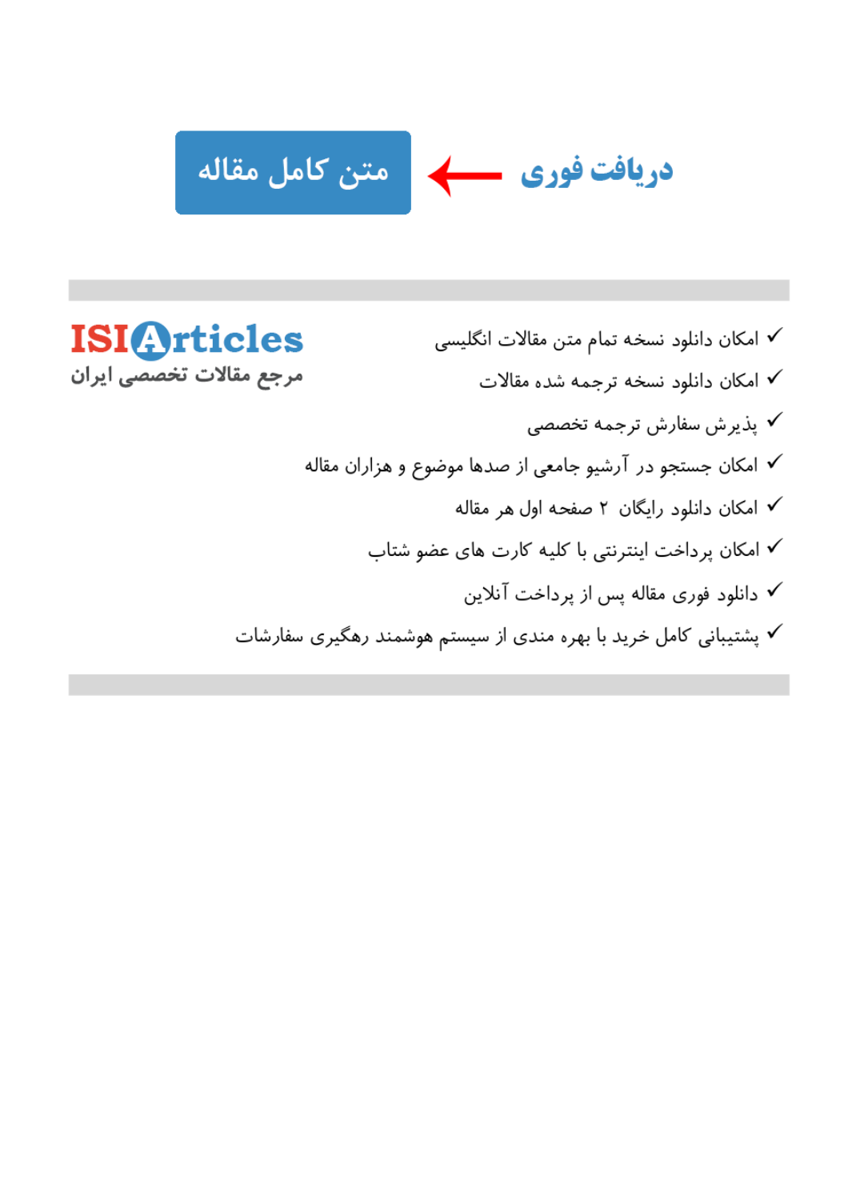دریافت فوری ← متن کامل مقاله

**ISIArticles**
مرجع مقالات تخصصی ایران

- ✓ امکان دانلود نسخه تمام متن مقالات انگلیسی
- ✓ امکان دانلود نسخه ترجمه شده مقالات
- ✓ پذیرش سفارش ترجمه تخصصی
- ✓ امکان جستجو در آرشیو جامعی از صدها موضوع و هزاران مقاله
- ✓ امکان دانلود رایگان ۲ صفحه اول هر مقاله
- ✓ امکان پرداخت اینترنتی با کلیه کارت های عضو شتاب
- ✓ دانلود فوری مقاله پس از پرداخت آنلاین
- ✓ پشتیبانی کامل خرید با بهره مندی از سیستم هوشمند رهگیری سفارشات